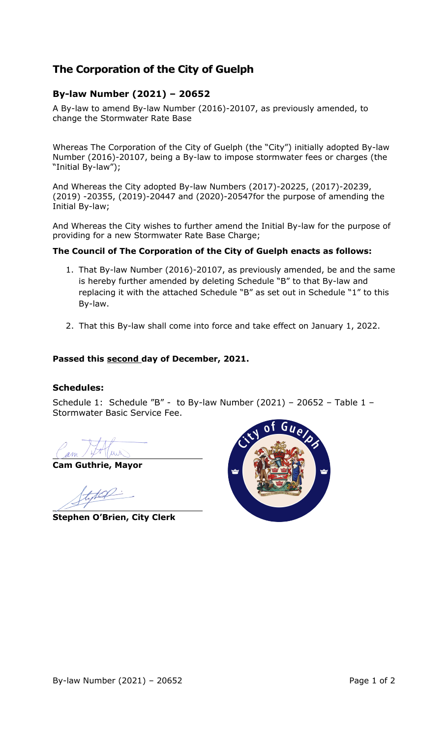# The Corporation of the City of Guelph

## By-law Number (2021) – 20652

A By-law to amend By-law Number (2016)-20107, as previously amended, to change the Stormwater Rate Base

Whereas The Corporation of the City of Guelph (the "City") initially adopted By-law Number (2016)-20107, being a By-law to impose stormwater fees or charges (the "Initial By-law");

And Whereas the City adopted By-law Numbers (2017)-20225, (2017)-20239, (2019) -20355, (2019)-20447 and (2020)-20547for the purpose of amending the Initial By-law;

And Whereas the City wishes to further amend the Initial By-law for the purpose of providing for a new Stormwater Rate Base Charge;

**The Council of The Corporation of the City of Guelph enacts as follows:**

1. That By-law Number (2016)-20107, as previously amended, be and the same is hereby further amended by deleting Schedule "B" to that By-law and replacing it with the attached Schedule "B" as set out in Schedule "1" to this By-law.

2. That this By-law shall come into force and take effect on January 1, 2022.

**Passed this second day of December, 2021.**

**Schedules:**

Schedule 1: Schedule "B" - to By-law Number (2021) – 20652 – Table 1 – Stormwater Basic Service Fee.

**Cam Guthrie, Mayor**

**Stephen O'Brien, City Clerk**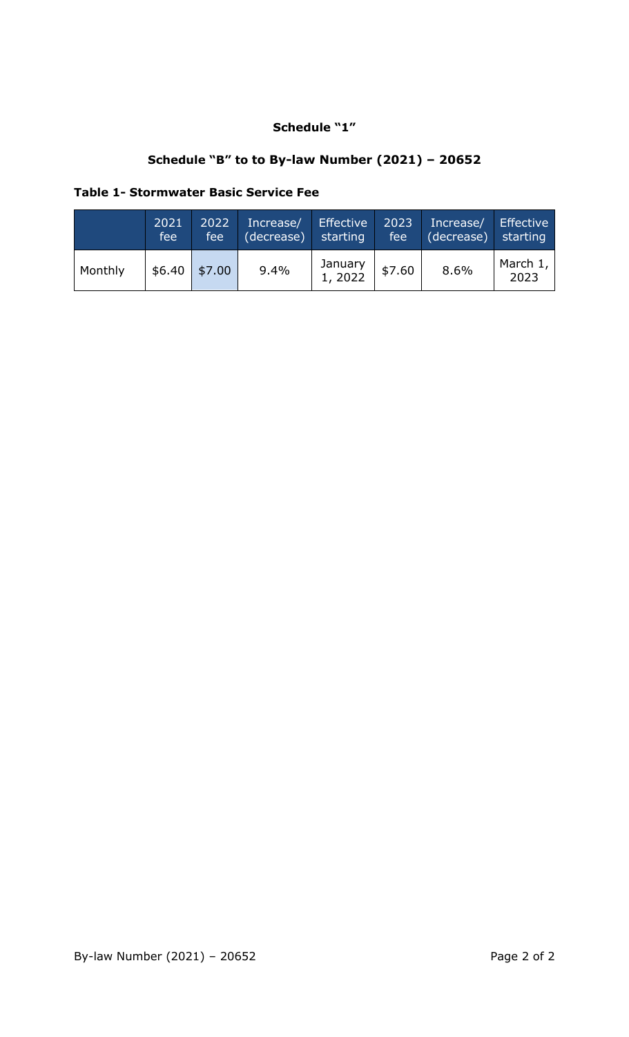**Schedule "1"**

**Schedule "B" to to By-law Number (2021) – 20652**

**Table 1- Stormwater Basic Service Fee**

| | 2021 fee | 2022 fee | Increase/ (decrease) | Effective starting | 2023 fee | Increase/ (decrease) | Effective starting |
|---|---|---|---|---|---|---|---|
| Monthly | \$6.40 | \$7.00 | 9.4% | January 1, 2022 | \$7.60 | 8.6% | March 1, 2023 |